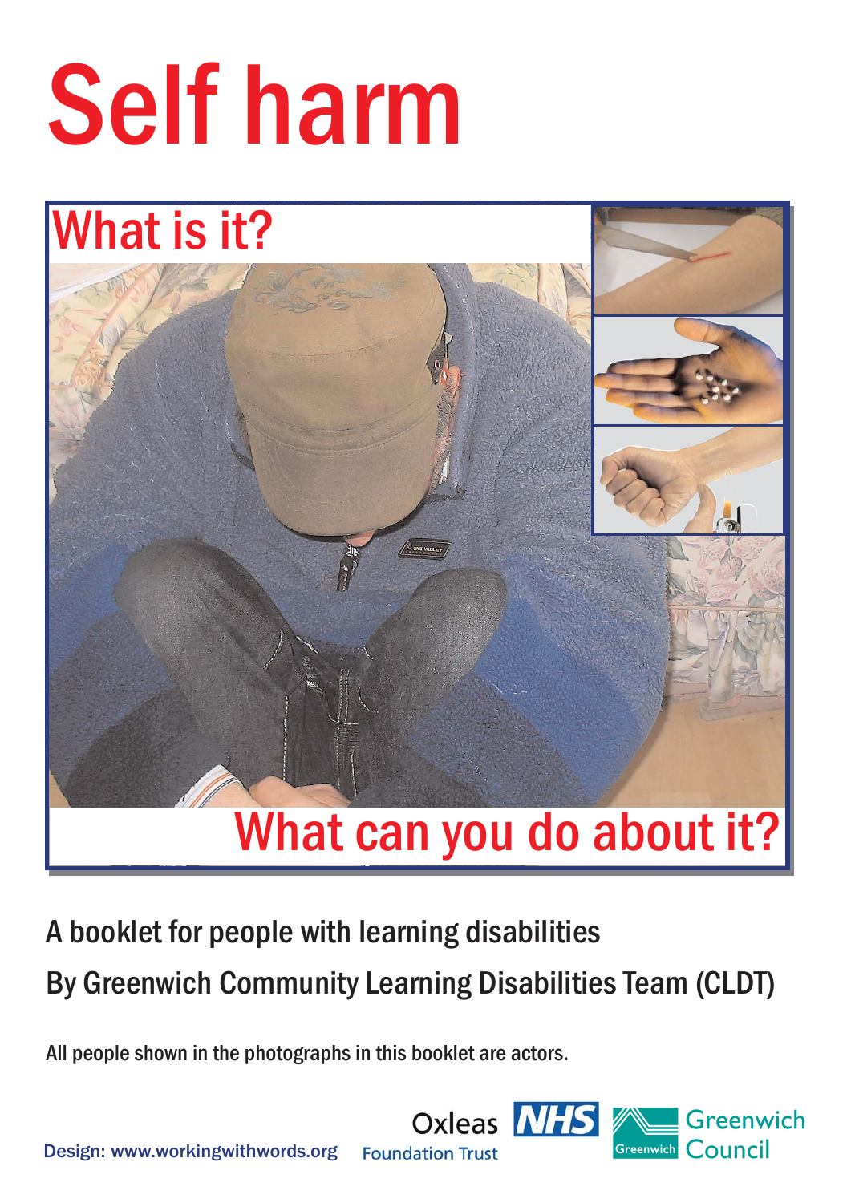# Self harm

## What is it?

## What can you do about it?

A booklet for people with learning disabilities

By Greenwich Community Learning Disabilities Team (CLDT)

All people shown in the photographs in this booklet are actors.

Design: www.workingwithwords.org

Oxleas NHS Foundation Trust

Greenwich Council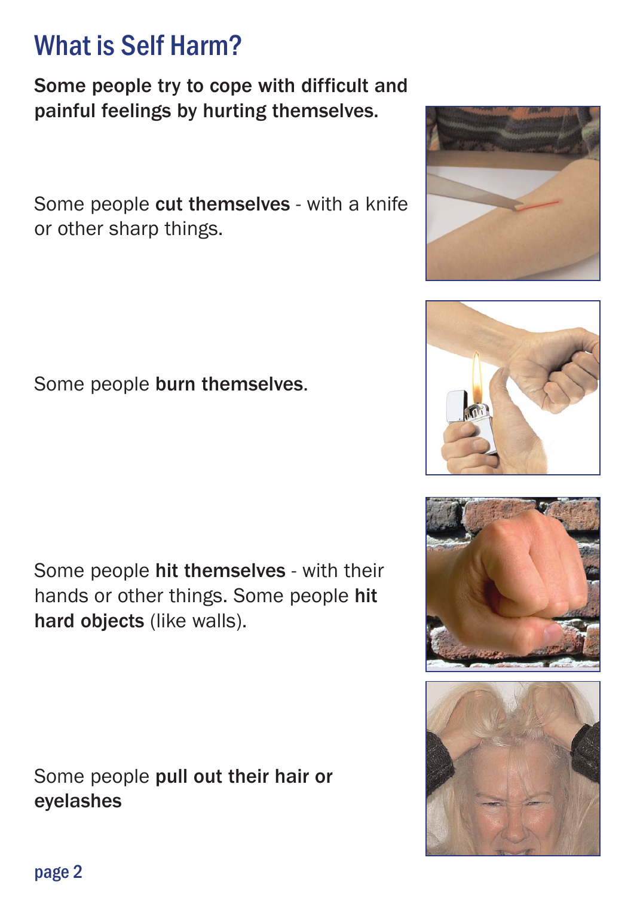# What is Self Harm?

**Some people try to cope with difficult and painful feelings by hurting themselves.**

Some people **cut themselves** - with a knife or other sharp things.

Some people **burn themselves**.

Some people **hit themselves** - with their hands or other things. Some people **hit hard objects** (like walls).

Some people **pull out their hair or eyelashes**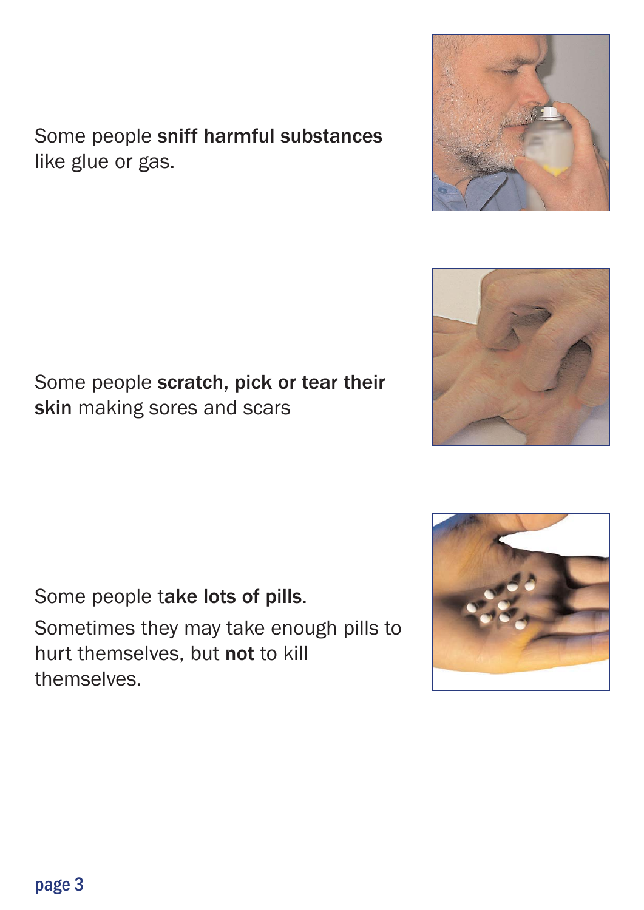Some people **sniff harmful substances** like glue or gas.

Some people **scratch, pick or tear their skin** making sores and scars

Some people t**ake lots of pills**.

Sometimes they may take enough pills to hurt themselves, but **not** to kill themselves.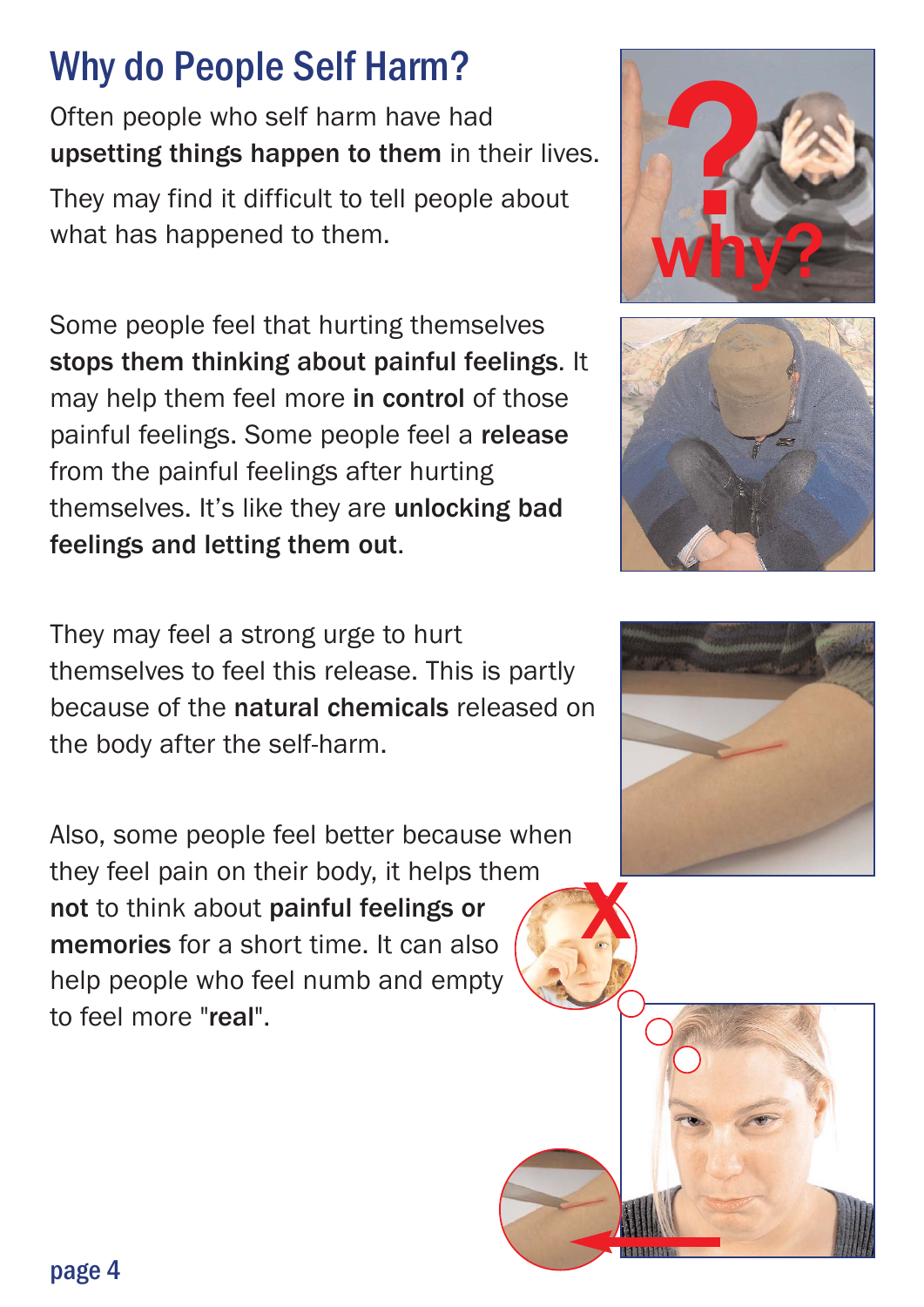# Why do People Self Harm?

Often people who self harm have had **upsetting things happen to them** in their lives.

They may find it difficult to tell people about what has happened to them.

Some people feel that hurting themselves **stops them thinking about painful feelings**. It may help them feel more **in control** of those painful feelings. Some people feel a **release** from the painful feelings after hurting themselves. It's like they are **unlocking bad feelings and letting them out**.

They may feel a strong urge to hurt themselves to feel this release. This is partly because of the **natural chemicals** released on the body after the self-harm.

Also, some people feel better because when they feel pain on their body, it helps them **not** to think about **painful feelings or memories** for a short time. It can also help people who feel numb and empty to feel more "**real**".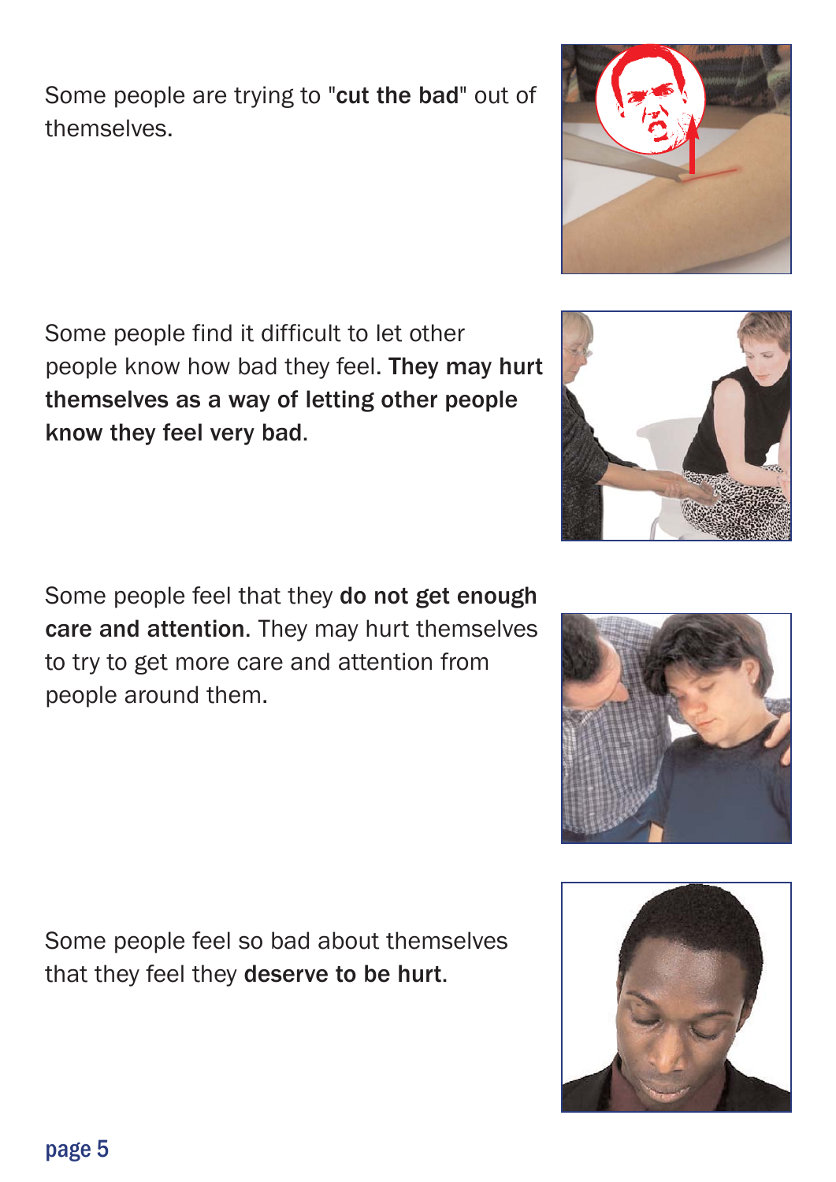Some people are trying to "**cut the bad**" out of themselves.

Some people find it difficult to let other people know how bad they feel. **They may hurt themselves as a way of letting other people know they feel very bad**.

Some people feel that they **do not get enough care and attention**. They may hurt themselves to try to get more care and attention from people around them.

Some people feel so bad about themselves that they feel they **deserve to be hurt**.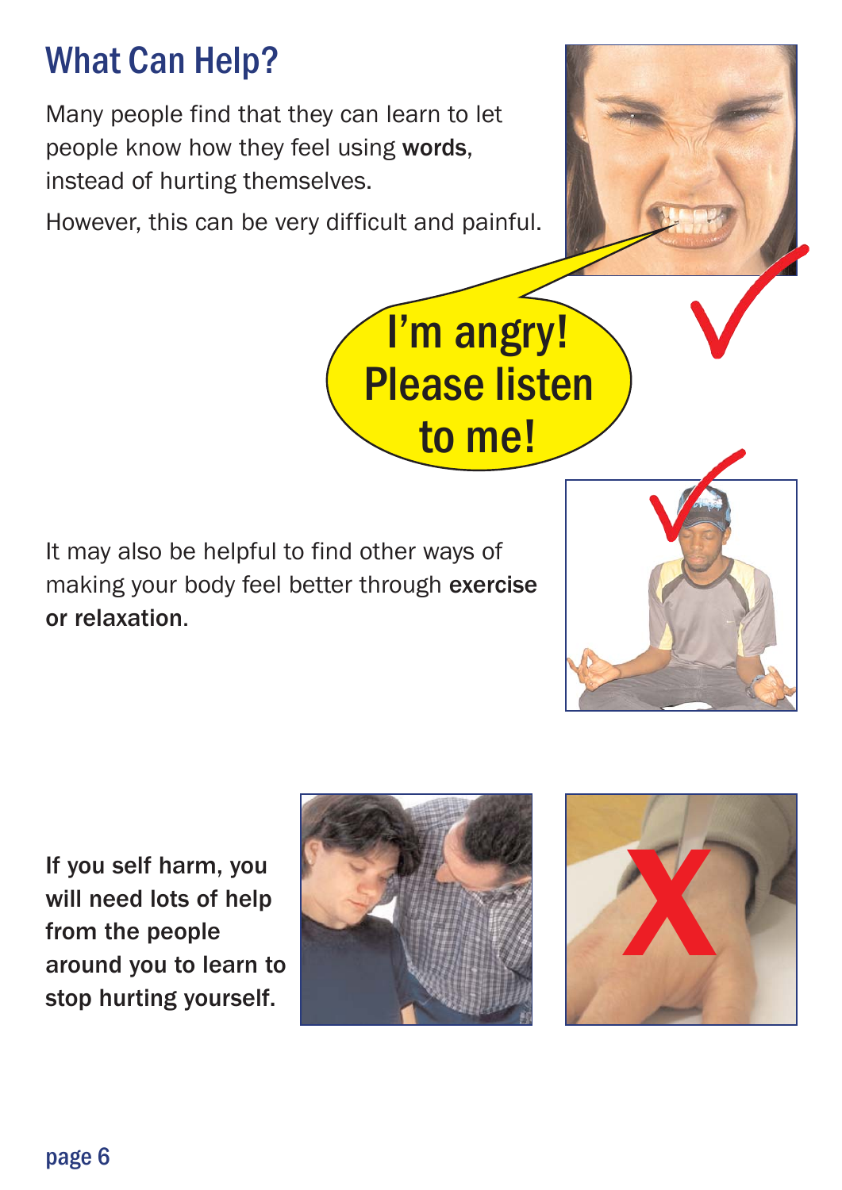## What Can Help?

Many people find that they can learn to let people know how they feel using **words**, instead of hurting themselves.

However, this can be very difficult and painful.

I'm angry! Please listen to me!

It may also be helpful to find other ways of making your body feel better through **exercise or relaxation**.

**If you self harm, you will need lots of help from the people around you to learn to stop hurting yourself.**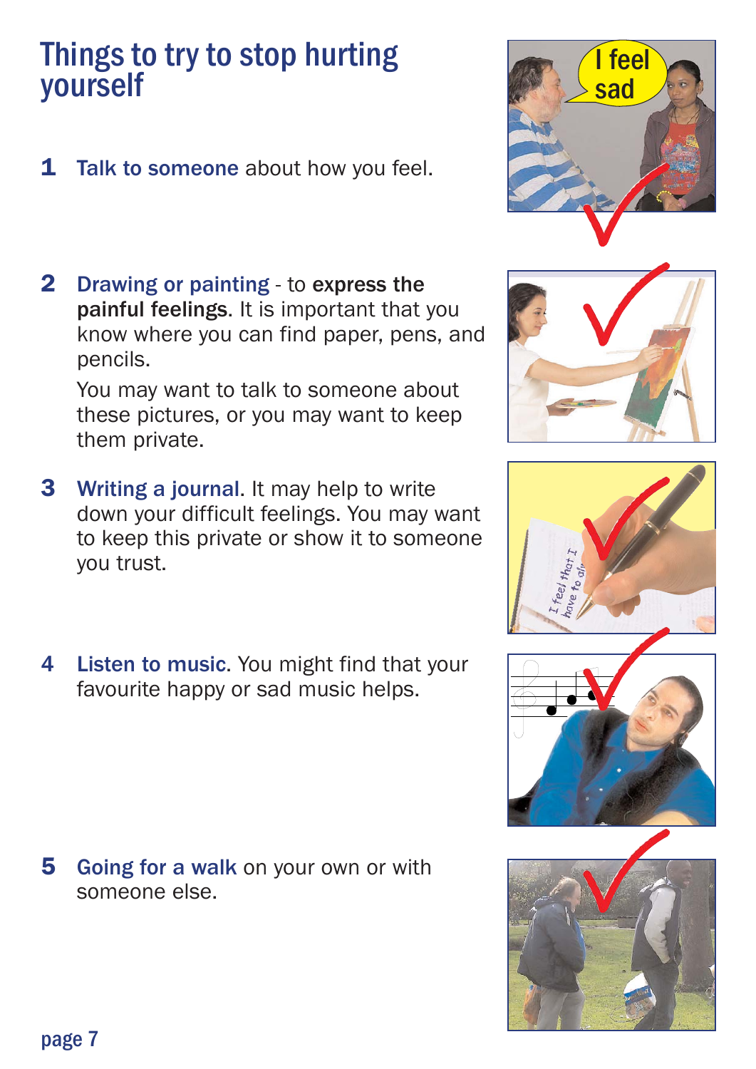# Things to try to stop hurting yourself

1. **Talk to someone** about how you feel.

2. **Drawing or painting** - to **express the painful feelings**. It is important that you know where you can find paper, pens, and pencils.

   You may want to talk to someone about these pictures, or you may want to keep them private.

3. **Writing a journal**. It may help to write down your difficult feelings. You may want to keep this private or show it to someone you trust.

4. **Listen to music**. You might find that your favourite happy or sad music helps.

5. **Going for a walk** on your own or with someone else.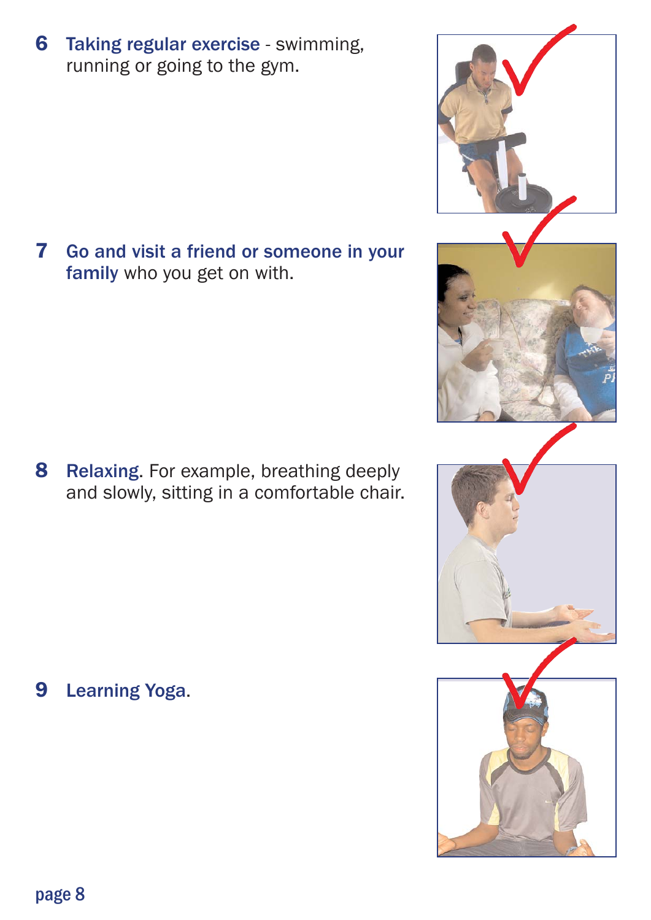6 **Taking regular exercise** - swimming, running or going to the gym.

7 **Go and visit a friend or someone in your family** who you get on with.

8 **Relaxing**. For example, breathing deeply and slowly, sitting in a comfortable chair.

9 **Learning Yoga**.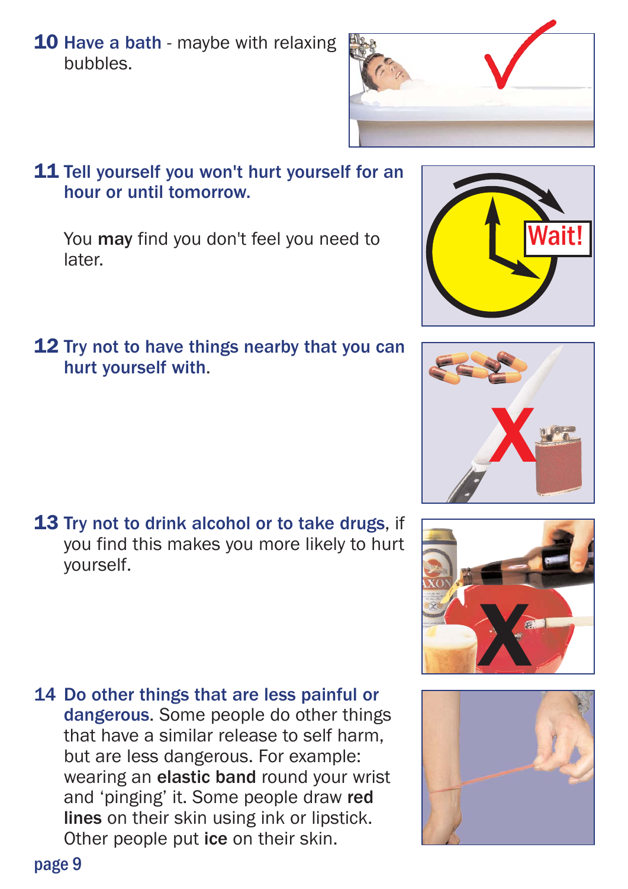**10 Have a bath** - maybe with relaxing bubbles.

**11 Tell yourself you won't hurt yourself for an hour or until tomorrow.**

You **may** find you don't feel you need to later.

**12 Try not to have things nearby that you can hurt yourself with.**

**13 Try not to drink alcohol or to take drugs**, if you find this makes you more likely to hurt yourself.

**14 Do other things that are less painful or dangerous.** Some people do other things that have a similar release to self harm, but are less dangerous. For example: wearing an **elastic band** round your wrist and 'pinging' it. Some people draw **red lines** on their skin using ink or lipstick. Other people put **ice** on their skin.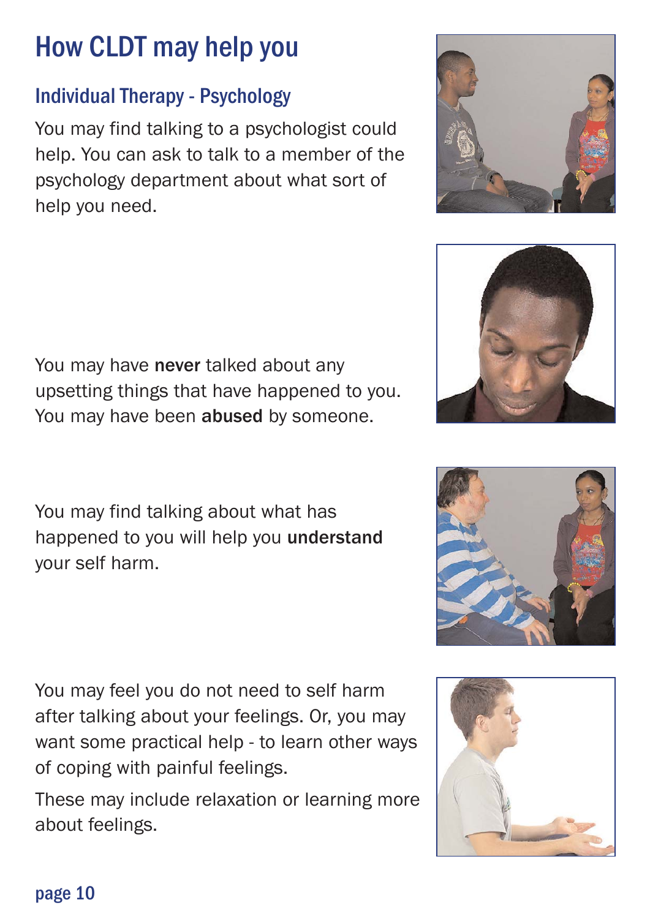# How CLDT may help you

## Individual Therapy - Psychology

You may find talking to a psychologist could help. You can ask to talk to a member of the psychology department about what sort of help you need.

You may have **never** talked about any upsetting things that have happened to you. You may have been **abused** by someone.

You may find talking about what has happened to you will help you **understand** your self harm.

You may feel you do not need to self harm after talking about your feelings. Or, you may want some practical help - to learn other ways of coping with painful feelings.

These may include relaxation or learning more about feelings.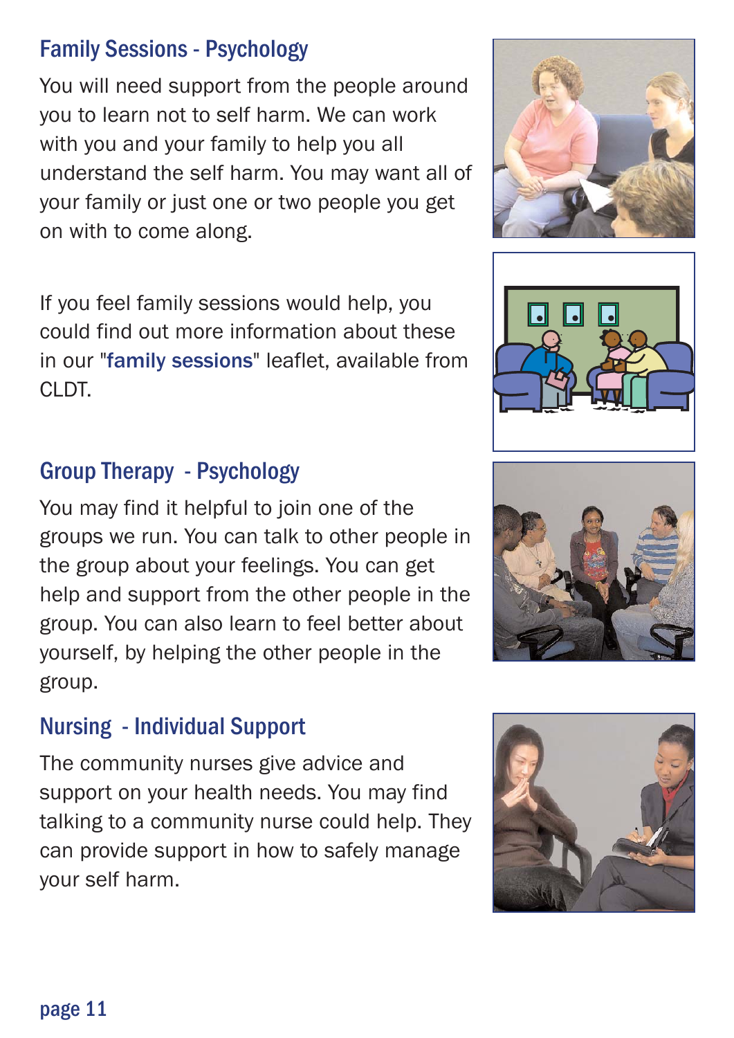## Family Sessions - Psychology

You will need support from the people around you to learn not to self harm. We can work with you and your family to help you all understand the self harm. You may want all of your family or just one or two people you get on with to come along.

If you feel family sessions would help, you could find out more information about these in our "**family sessions**" leaflet, available from CLDT.

## Group Therapy - Psychology

You may find it helpful to join one of the groups we run. You can talk to other people in the group about your feelings. You can get help and support from the other people in the group. You can also learn to feel better about yourself, by helping the other people in the group.

## Nursing - Individual Support

The community nurses give advice and support on your health needs. You may find talking to a community nurse could help. They can provide support in how to safely manage your self harm.